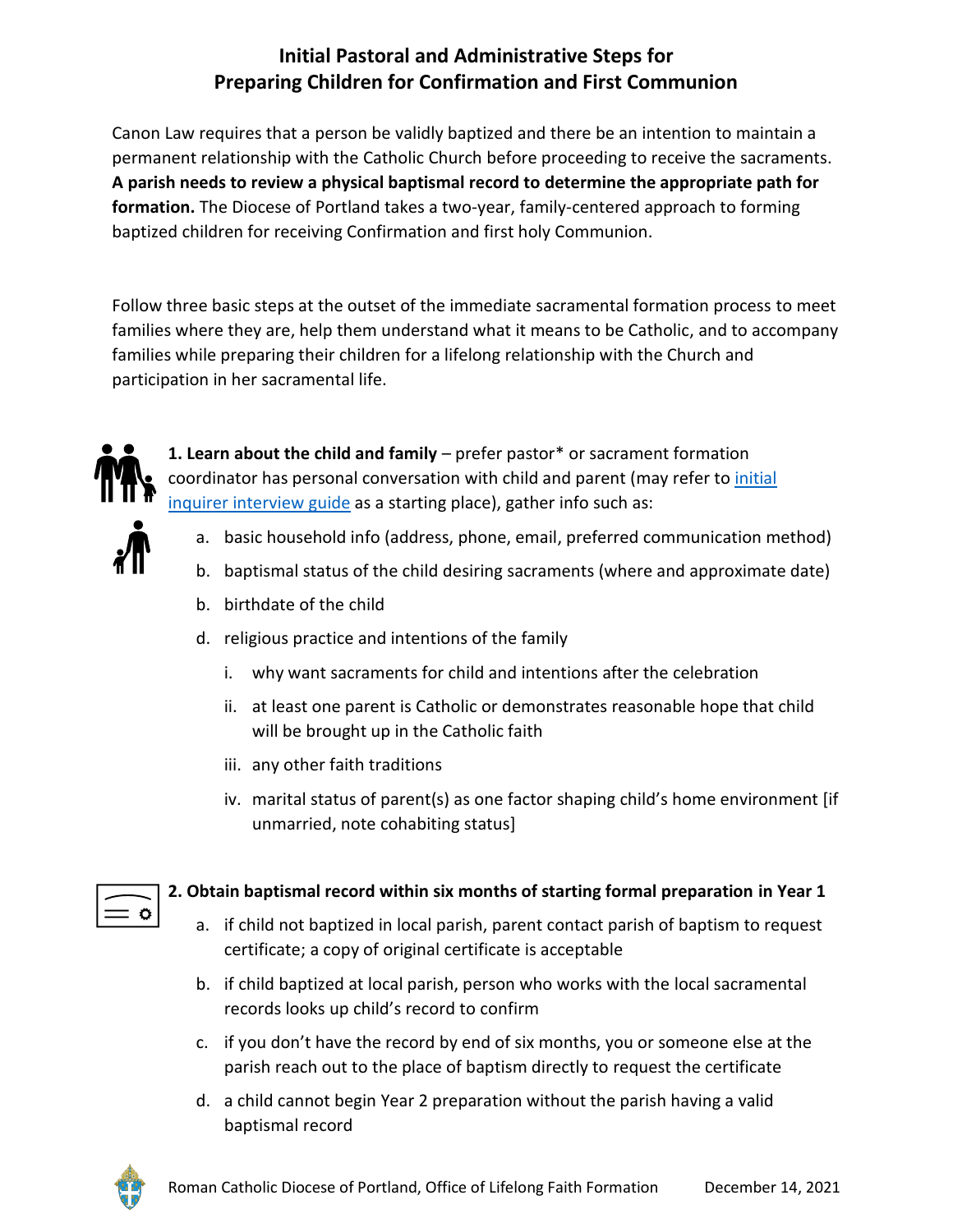# Initial Pastoral and Administrative Steps for Preparing Children for Confirmation and First Communion

Canon Law requires that a person be validly baptized and there be an intention to maintain a permanent relationship with the Catholic Church before proceeding to receive the sacraments. **A parish needs to review a physical baptismal record to determine the appropriate path for formation.** The Diocese of Portland takes a two-year, family-centered approach to forming baptized children for receiving Confirmation and first holy Communion.

Follow three basic steps at the outset of the immediate sacramental formation process to meet families where they are, help them understand what it means to be Catholic, and to accompany families while preparing their children for a lifelong relationship with the Church and participation in her sacramental life.

**1. Learn about the child and family** – prefer pastor* or sacrament formation coordinator has personal conversation with child and parent (may refer to initial inquirer interview guide as a starting place), gather info such as:

a. basic household info (address, phone, email, preferred communication method)

b. baptismal status of the child desiring sacraments (where and approximate date)

b. birthdate of the child

d. religious practice and intentions of the family

   i. why want sacraments for child and intentions after the celebration

   ii. at least one parent is Catholic or demonstrates reasonable hope that child will be brought up in the Catholic faith

   iii. any other faith traditions

   iv. marital status of parent(s) as one factor shaping child's home environment [if unmarried, note cohabiting status]

**2. Obtain baptismal record within six months of starting formal preparation in Year 1**

a. if child not baptized in local parish, parent contact parish of baptism to request certificate; a copy of original certificate is acceptable

b. if child baptized at local parish, person who works with the local sacramental records looks up child's record to confirm

c. if you don't have the record by end of six months, you or someone else at the parish reach out to the place of baptism directly to request the certificate

d. a child cannot begin Year 2 preparation without the parish having a valid baptismal record

Roman Catholic Diocese of Portland, Office of Lifelong Faith Formation — December 14, 2021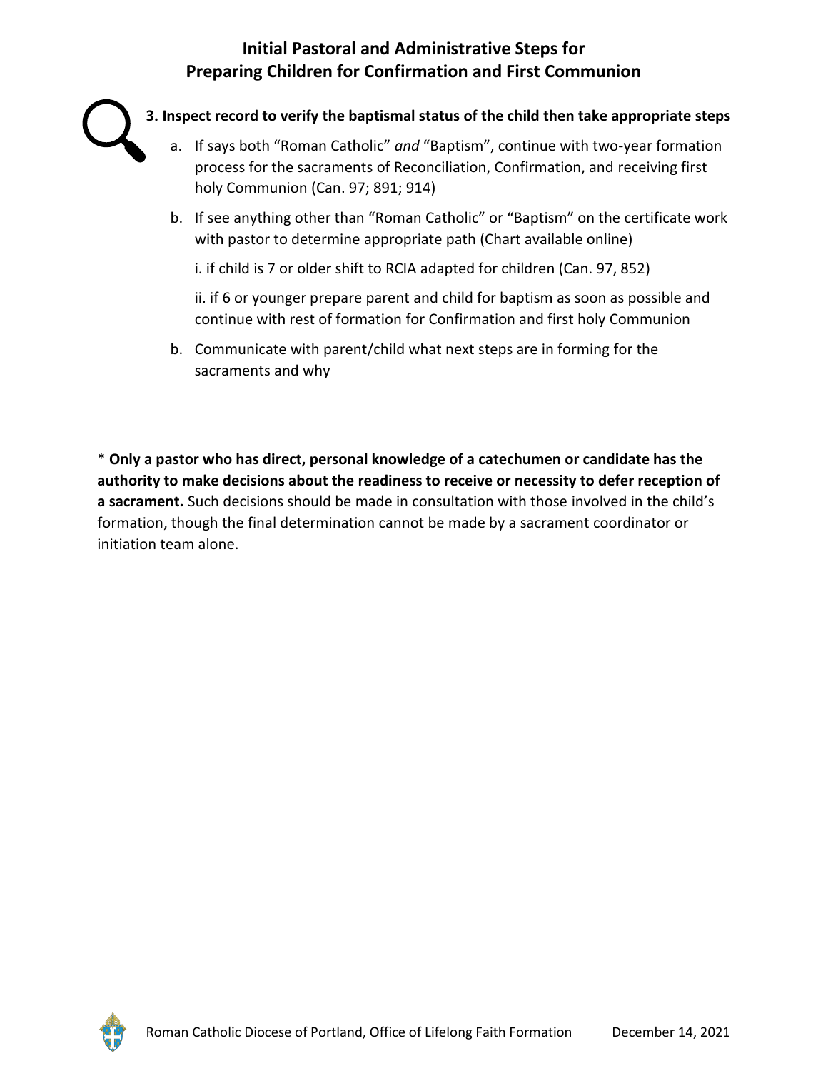## Initial Pastoral and Administrative Steps for Preparing Children for Confirmation and First Communion

**3. Inspect record to verify the baptismal status of the child then take appropriate steps**

a. If says both "Roman Catholic" *and* "Baptism", continue with two-year formation process for the sacraments of Reconciliation, Confirmation, and receiving first holy Communion (Can. 97; 891; 914)

b. If see anything other than "Roman Catholic" or "Baptism" on the certificate work with pastor to determine appropriate path (Chart available online)

   i. if child is 7 or older shift to RCIA adapted for children (Can. 97, 852)

   ii. if 6 or younger prepare parent and child for baptism as soon as possible and continue with rest of formation for Confirmation and first holy Communion

b. Communicate with parent/child what next steps are in forming for the sacraments and why

\* **Only a pastor who has direct, personal knowledge of a catechumen or candidate has the authority to make decisions about the readiness to receive or necessity to defer reception of a sacrament.** Such decisions should be made in consultation with those involved in the child's formation, though the final determination cannot be made by a sacrament coordinator or initiation team alone.